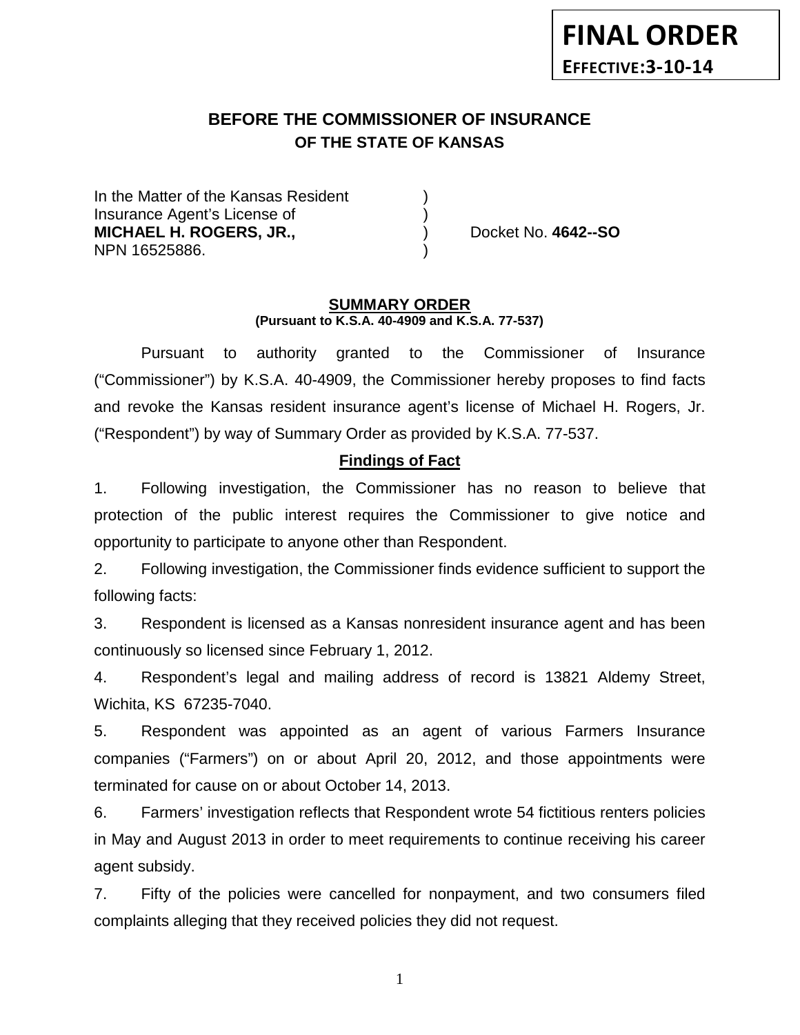**FINAL ORDER**
**EFFECTIVE:3-10-14**

# BEFORE THE COMMISSIONER OF INSURANCE
## OF THE STATE OF KANSAS

In the Matter of the Kansas Resident )
Insurance Agent's License of )
**MICHAEL H. ROGERS, JR.,** ) Docket No. **4642--SO**
NPN 16525886. )

### SUMMARY ORDER
**(Pursuant to K.S.A. 40-4909 and K.S.A. 77-537)**

Pursuant to authority granted to the Commissioner of Insurance ("Commissioner") by K.S.A. 40-4909, the Commissioner hereby proposes to find facts and revoke the Kansas resident insurance agent's license of Michael H. Rogers, Jr. ("Respondent") by way of Summary Order as provided by K.S.A. 77-537.

### Findings of Fact

1. Following investigation, the Commissioner has no reason to believe that protection of the public interest requires the Commissioner to give notice and opportunity to participate to anyone other than Respondent.

2. Following investigation, the Commissioner finds evidence sufficient to support the following facts:

3. Respondent is licensed as a Kansas nonresident insurance agent and has been continuously so licensed since February 1, 2012.

4. Respondent's legal and mailing address of record is 13821 Aldemy Street, Wichita, KS 67235-7040.

5. Respondent was appointed as an agent of various Farmers Insurance companies ("Farmers") on or about April 20, 2012, and those appointments were terminated for cause on or about October 14, 2013.

6. Farmers' investigation reflects that Respondent wrote 54 fictitious renters policies in May and August 2013 in order to meet requirements to continue receiving his career agent subsidy.

7. Fifty of the policies were cancelled for nonpayment, and two consumers filed complaints alleging that they received policies they did not request.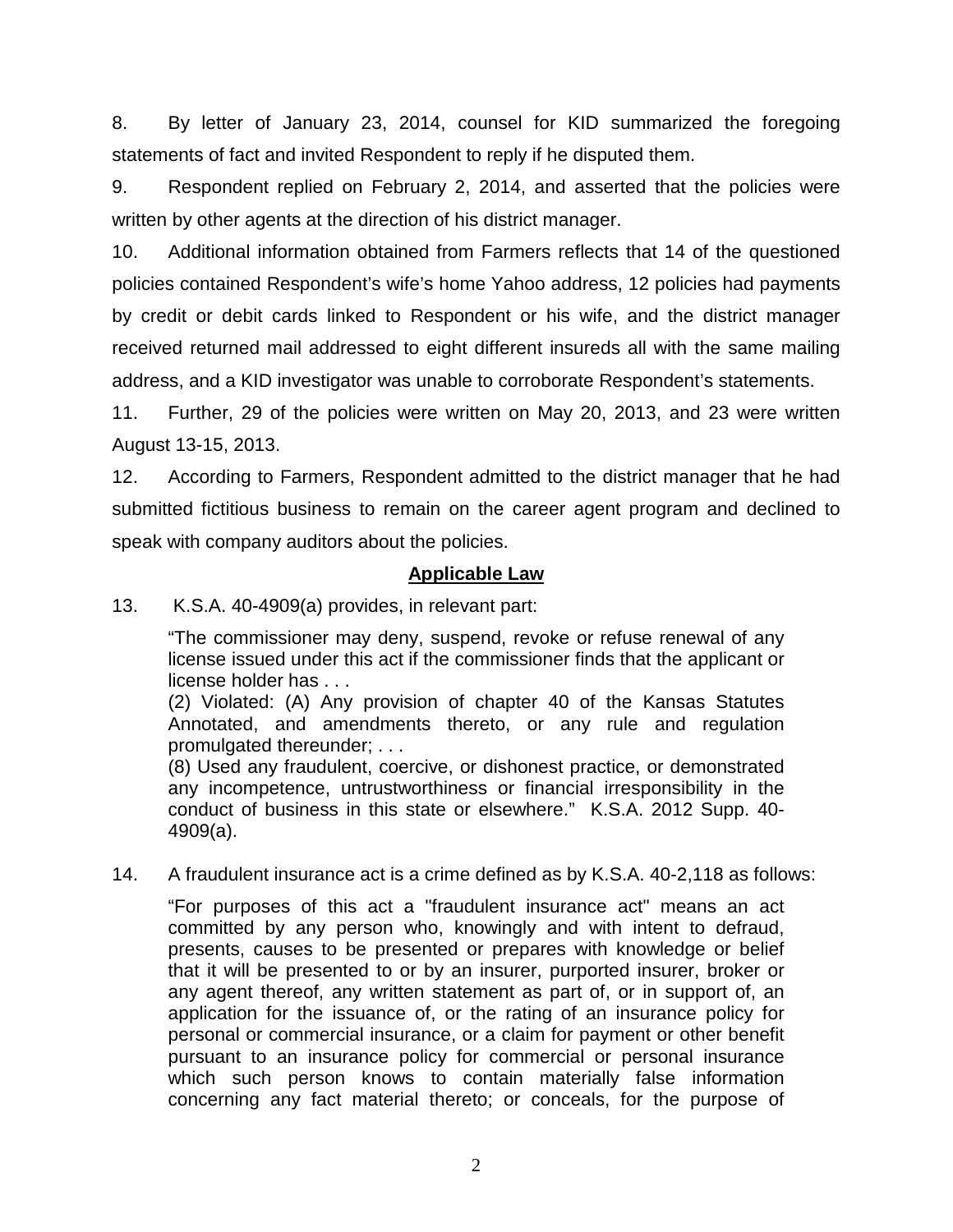8. By letter of January 23, 2014, counsel for KID summarized the foregoing statements of fact and invited Respondent to reply if he disputed them.

9. Respondent replied on February 2, 2014, and asserted that the policies were written by other agents at the direction of his district manager.

10. Additional information obtained from Farmers reflects that 14 of the questioned policies contained Respondent's wife's home Yahoo address, 12 policies had payments by credit or debit cards linked to Respondent or his wife, and the district manager received returned mail addressed to eight different insureds all with the same mailing address, and a KID investigator was unable to corroborate Respondent's statements.

11. Further, 29 of the policies were written on May 20, 2013, and 23 were written August 13-15, 2013.

12. According to Farmers, Respondent admitted to the district manager that he had submitted fictitious business to remain on the career agent program and declined to speak with company auditors about the policies.

## Applicable Law

13. K.S.A. 40-4909(a) provides, in relevant part:

> "The commissioner may deny, suspend, revoke or refuse renewal of any license issued under this act if the commissioner finds that the applicant or license holder has . . .
> (2) Violated: (A) Any provision of chapter 40 of the Kansas Statutes Annotated, and amendments thereto, or any rule and regulation promulgated thereunder; . . .
> (8) Used any fraudulent, coercive, or dishonest practice, or demonstrated any incompetence, untrustworthiness or financial irresponsibility in the conduct of business in this state or elsewhere." K.S.A. 2012 Supp. 40-4909(a).

14. A fraudulent insurance act is a crime defined as by K.S.A. 40-2,118 as follows:

> "For purposes of this act a "fraudulent insurance act" means an act committed by any person who, knowingly and with intent to defraud, presents, causes to be presented or prepares with knowledge or belief that it will be presented to or by an insurer, purported insurer, broker or any agent thereof, any written statement as part of, or in support of, an application for the issuance of, or the rating of an insurance policy for personal or commercial insurance, or a claim for payment or other benefit pursuant to an insurance policy for commercial or personal insurance which such person knows to contain materially false information concerning any fact material thereto; or conceals, for the purpose of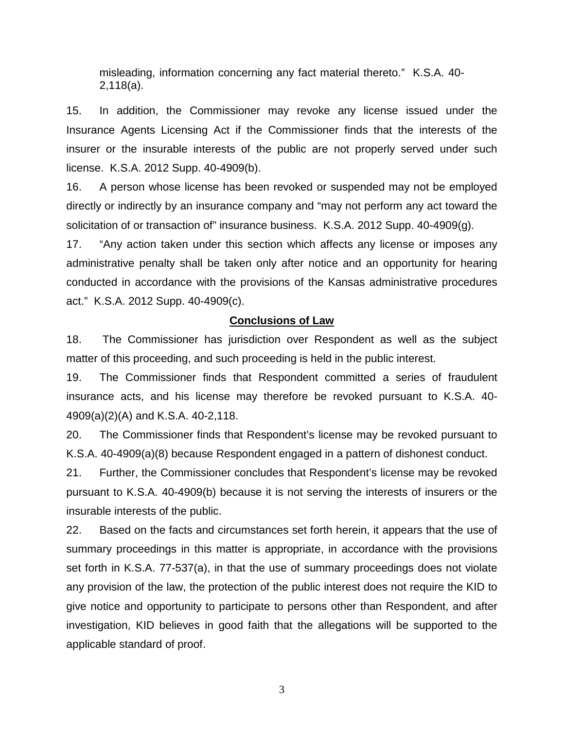misleading, information concerning any fact material thereto." K.S.A. 40-2,118(a).

15. In addition, the Commissioner may revoke any license issued under the Insurance Agents Licensing Act if the Commissioner finds that the interests of the insurer or the insurable interests of the public are not properly served under such license. K.S.A. 2012 Supp. 40-4909(b).

16. A person whose license has been revoked or suspended may not be employed directly or indirectly by an insurance company and "may not perform any act toward the solicitation of or transaction of" insurance business. K.S.A. 2012 Supp. 40-4909(g).

17. "Any action taken under this section which affects any license or imposes any administrative penalty shall be taken only after notice and an opportunity for hearing conducted in accordance with the provisions of the Kansas administrative procedures act." K.S.A. 2012 Supp. 40-4909(c).

## Conclusions of Law

18. The Commissioner has jurisdiction over Respondent as well as the subject matter of this proceeding, and such proceeding is held in the public interest.

19. The Commissioner finds that Respondent committed a series of fraudulent insurance acts, and his license may therefore be revoked pursuant to K.S.A. 40-4909(a)(2)(A) and K.S.A. 40-2,118.

20. The Commissioner finds that Respondent's license may be revoked pursuant to K.S.A. 40-4909(a)(8) because Respondent engaged in a pattern of dishonest conduct.

21. Further, the Commissioner concludes that Respondent's license may be revoked pursuant to K.S.A. 40-4909(b) because it is not serving the interests of insurers or the insurable interests of the public.

22. Based on the facts and circumstances set forth herein, it appears that the use of summary proceedings in this matter is appropriate, in accordance with the provisions set forth in K.S.A. 77-537(a), in that the use of summary proceedings does not violate any provision of the law, the protection of the public interest does not require the KID to give notice and opportunity to participate to persons other than Respondent, and after investigation, KID believes in good faith that the allegations will be supported to the applicable standard of proof.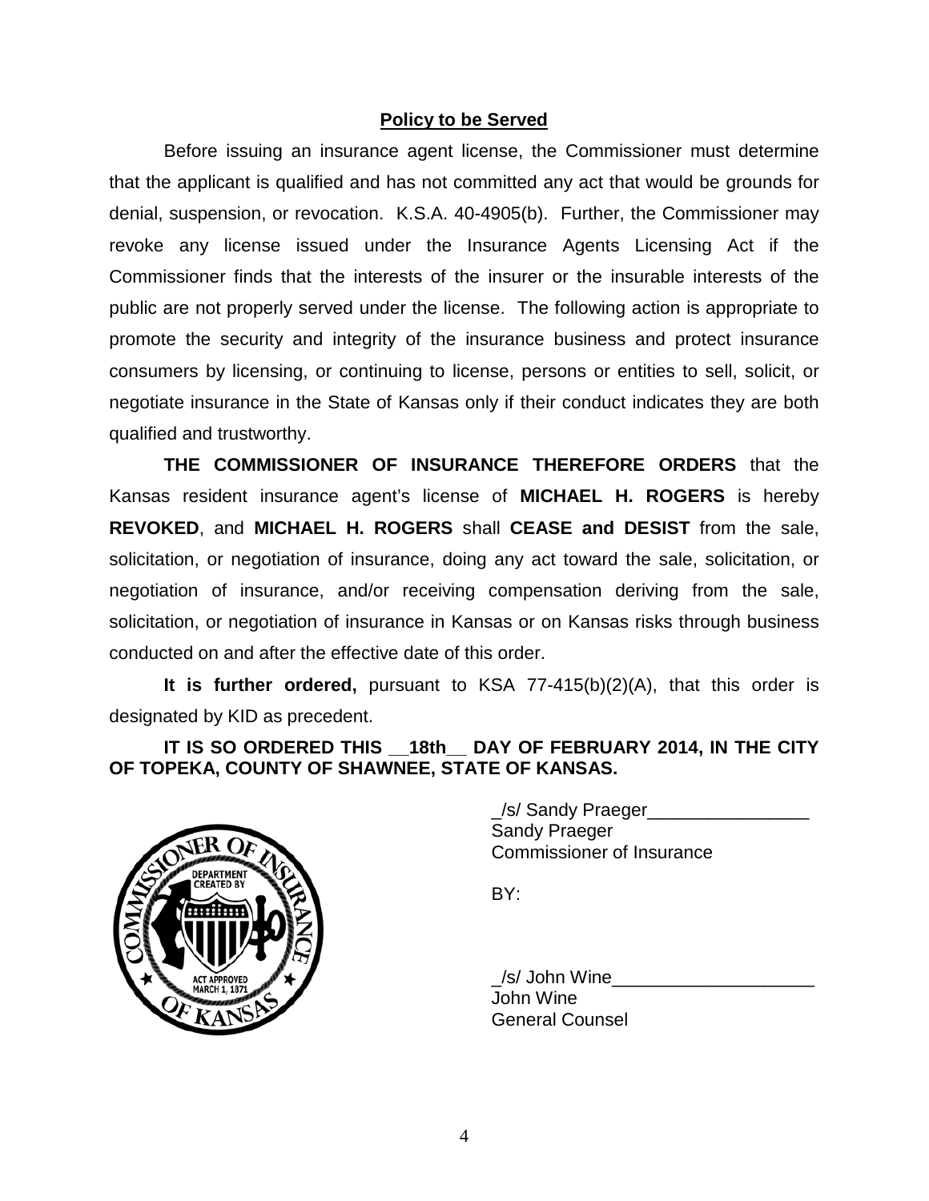**Policy to be Served**

Before issuing an insurance agent license, the Commissioner must determine that the applicant is qualified and has not committed any act that would be grounds for denial, suspension, or revocation. K.S.A. 40-4905(b). Further, the Commissioner may revoke any license issued under the Insurance Agents Licensing Act if the Commissioner finds that the interests of the insurer or the insurable interests of the public are not properly served under the license. The following action is appropriate to promote the security and integrity of the insurance business and protect insurance consumers by licensing, or continuing to license, persons or entities to sell, solicit, or negotiate insurance in the State of Kansas only if their conduct indicates they are both qualified and trustworthy.

**THE COMMISSIONER OF INSURANCE THEREFORE ORDERS** that the Kansas resident insurance agent's license of **MICHAEL H. ROGERS** is hereby **REVOKED**, and **MICHAEL H. ROGERS** shall **CEASE and DESIST** from the sale, solicitation, or negotiation of insurance, doing any act toward the sale, solicitation, or negotiation of insurance, and/or receiving compensation deriving from the sale, solicitation, or negotiation of insurance in Kansas or on Kansas risks through business conducted on and after the effective date of this order.

**It is further ordered,** pursuant to KSA 77-415(b)(2)(A), that this order is designated by KID as precedent.

**IT IS SO ORDERED THIS __18th__ DAY OF FEBRUARY 2014, IN THE CITY OF TOPEKA, COUNTY OF SHAWNEE, STATE OF KANSAS.**

_/s/ Sandy Praeger________________
Sandy Praeger
Commissioner of Insurance

BY:

_/s/ John Wine____________________
John Wine
General Counsel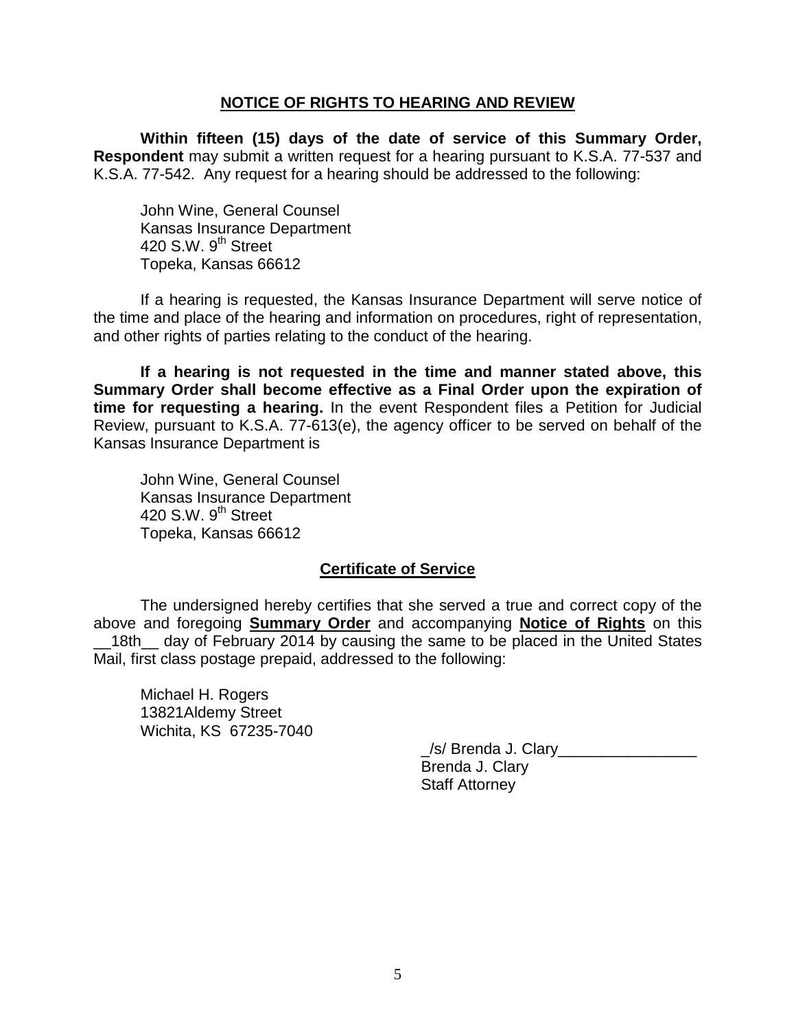## NOTICE OF RIGHTS TO HEARING AND REVIEW

**Within fifteen (15) days of the date of service of this Summary Order, Respondent** may submit a written request for a hearing pursuant to K.S.A. 77-537 and K.S.A. 77-542. Any request for a hearing should be addressed to the following:

John Wine, General Counsel
Kansas Insurance Department
420 S.W. 9th Street
Topeka, Kansas 66612

If a hearing is requested, the Kansas Insurance Department will serve notice of the time and place of the hearing and information on procedures, right of representation, and other rights of parties relating to the conduct of the hearing.

**If a hearing is not requested in the time and manner stated above, this Summary Order shall become effective as a Final Order upon the expiration of time for requesting a hearing.** In the event Respondent files a Petition for Judicial Review, pursuant to K.S.A. 77-613(e), the agency officer to be served on behalf of the Kansas Insurance Department is

John Wine, General Counsel
Kansas Insurance Department
420 S.W. 9th Street
Topeka, Kansas 66612

## Certificate of Service

The undersigned hereby certifies that she served a true and correct copy of the above and foregoing **Summary Order** and accompanying **Notice of Rights** on this __18th__ day of February 2014 by causing the same to be placed in the United States Mail, first class postage prepaid, addressed to the following:

Michael H. Rogers
13821Aldemy Street
Wichita, KS 67235-7040

_/s/ Brenda J. Clary________________
Brenda J. Clary
Staff Attorney